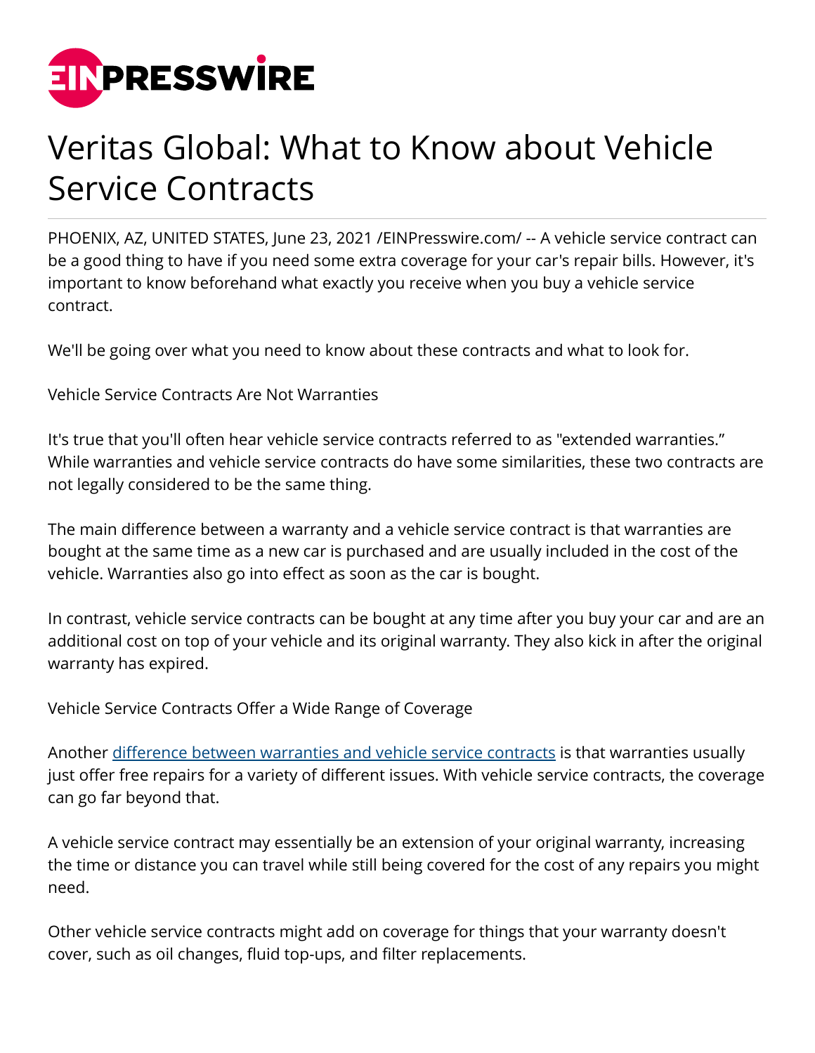# Veritas Global: What to Know about Vehicle Service Contracts

PHOENIX, AZ, UNITED STATES, June 23, 2021 /EINPresswire.com/ -- A vehicle service contract can be a good thing to have if you need some extra coverage for your car's repair bills. However, it's important to know beforehand what exactly you receive when you buy a vehicle service contract.

We'll be going over what you need to know about these contracts and what to look for.

Vehicle Service Contracts Are Not Warranties

It's true that you'll often hear vehicle service contracts referred to as "extended warranties." While warranties and vehicle service contracts do have some similarities, these two contracts are not legally considered to be the same thing.

The main difference between a warranty and a vehicle service contract is that warranties are bought at the same time as a new car is purchased and are usually included in the cost of the vehicle. Warranties also go into effect as soon as the car is bought.

In contrast, vehicle service contracts can be bought at any time after you buy your car and are an additional cost on top of your vehicle and its original warranty. They also kick in after the original warranty has expired.

Vehicle Service Contracts Offer a Wide Range of Coverage

Another difference between warranties and vehicle service contracts is that warranties usually just offer free repairs for a variety of different issues. With vehicle service contracts, the coverage can go far beyond that.

A vehicle service contract may essentially be an extension of your original warranty, increasing the time or distance you can travel while still being covered for the cost of any repairs you might need.

Other vehicle service contracts might add on coverage for things that your warranty doesn't cover, such as oil changes, fluid top-ups, and filter replacements.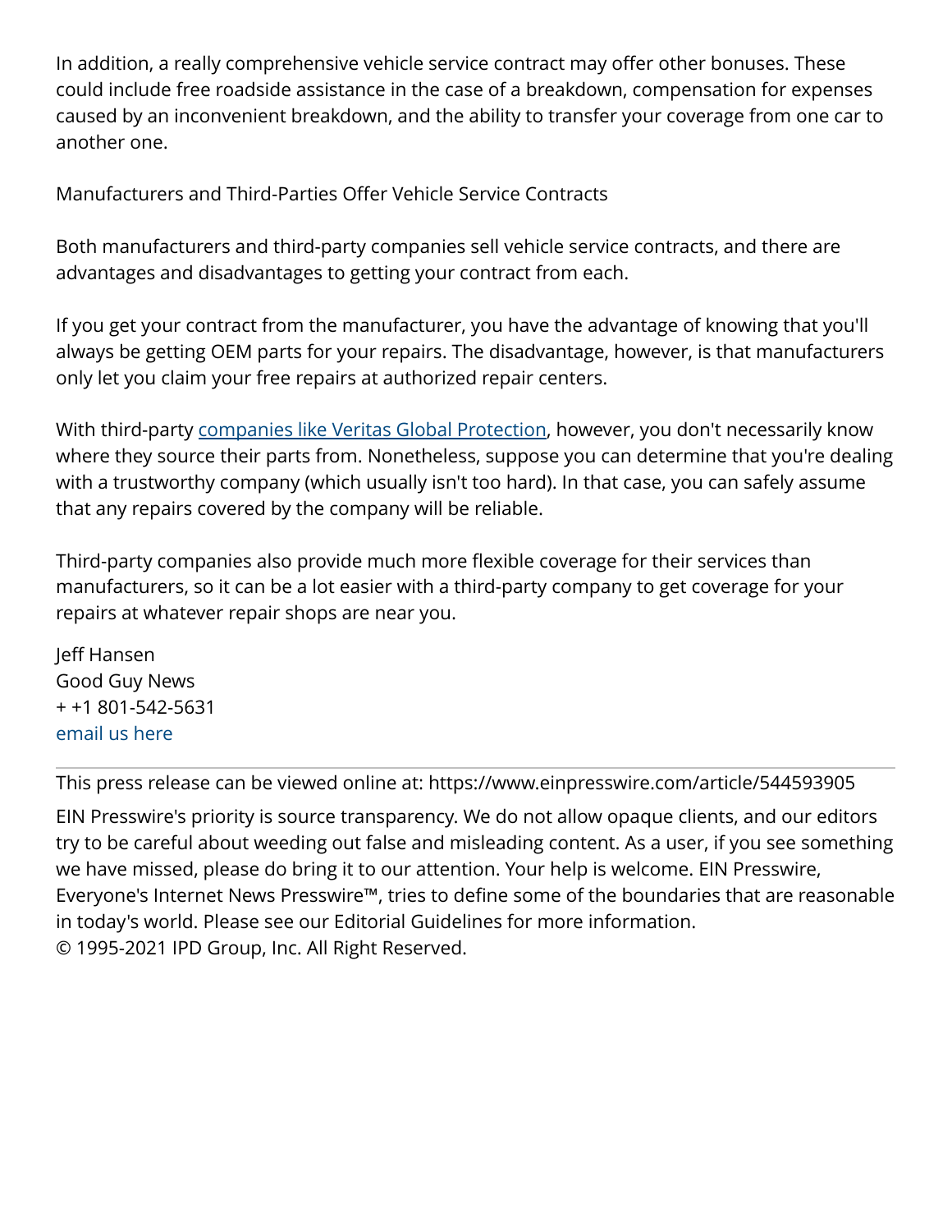In addition, a really comprehensive vehicle service contract may offer other bonuses. These could include free roadside assistance in the case of a breakdown, compensation for expenses caused by an inconvenient breakdown, and the ability to transfer your coverage from one car to another one.

Manufacturers and Third-Parties Offer Vehicle Service Contracts

Both manufacturers and third-party companies sell vehicle service contracts, and there are advantages and disadvantages to getting your contract from each.

If you get your contract from the manufacturer, you have the advantage of knowing that you'll always be getting OEM parts for your repairs. The disadvantage, however, is that manufacturers only let you claim your free repairs at authorized repair centers.

With third-party companies like Veritas Global Protection, however, you don't necessarily know where they source their parts from. Nonetheless, suppose you can determine that you're dealing with a trustworthy company (which usually isn't too hard). In that case, you can safely assume that any repairs covered by the company will be reliable.

Third-party companies also provide much more flexible coverage for their services than manufacturers, so it can be a lot easier with a third-party company to get coverage for your repairs at whatever repair shops are near you.

Jeff Hansen
Good Guy News
+ +1 801-542-5631
email us here

---

This press release can be viewed online at: https://www.einpresswire.com/article/544593905

EIN Presswire's priority is source transparency. We do not allow opaque clients, and our editors try to be careful about weeding out false and misleading content. As a user, if you see something we have missed, please do bring it to our attention. Your help is welcome. EIN Presswire, Everyone's Internet News Presswire™, tries to define some of the boundaries that are reasonable in today's world. Please see our Editorial Guidelines for more information.
© 1995-2021 IPD Group, Inc. All Right Reserved.